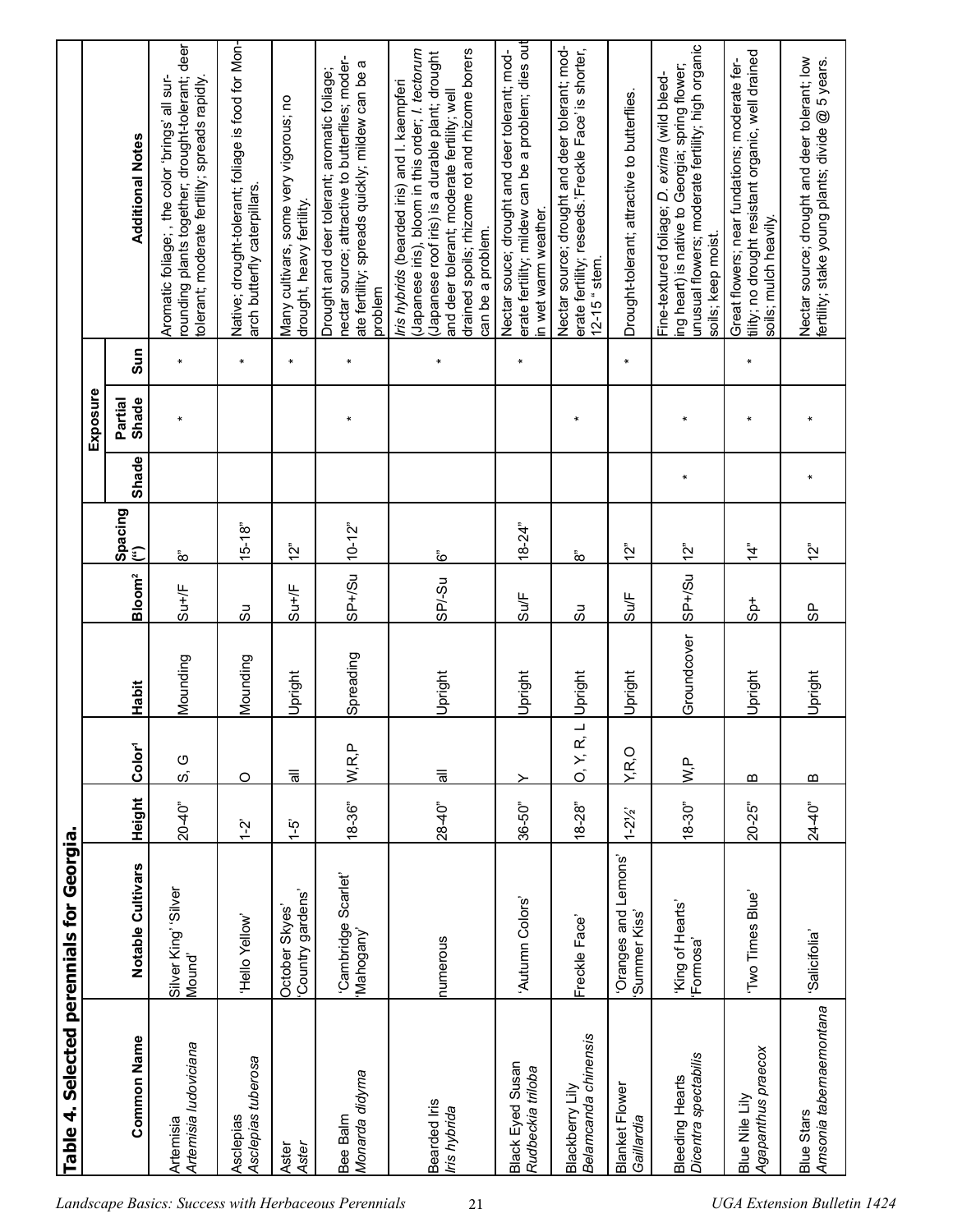# Table 4. Selected perennials for Georgia.

| Common Name | Notable Cultivars | Height | Color[1] | Habit | Bloom[2] | Spacing (") | Exposure: Shade | Exposure: Partial Shade | Exposure: Sun | Additional Notes |
|---|---|---|---|---|---|---|---|---|---|---|
| Artemisia *Artemisia ludoviciana* | Silver King' 'Silver Mound' | 20-40" | S, G | Mounding | Su+/F | 8" | | * | * | Aromatic foliage; , the color 'brings' all surrounding plants together; drought-tolerant; deer tolerant; moderate fertility; spreads rapidly. |
| Asclepias *Asclepias tuberosa* | 'Hello Yellow' | 1-2' | O | Mounding | Su | 15-18" | | | * | Native; drought-tolerant; foliage is food for Monarch butterfly caterpillars. |
| Aster *Aster* | October Skyes' 'Country gardens' | 1-5' | all | Upright | Su+/F | 12" | | | * | Many cultivars, some very vigorous; no drought, heavy fertility. |
| Bee Balm *Monarda didyma* | 'Cambridge Scarlet' 'Mahogany' | 18-36" | W,R,P | Spreading | SP+/Su | 10-12" | | * | * | Drought and deer tolerant; aromatic foliage; nectar source; attractive to butterflies; moderate fertility; spreads quickly; mildew can be a problem |
| Bearded Iris *Iris hybrida* | numerous | 28-40" | all | Upright | SP/-Su | 6" | | | * | *Iris hybrids* (bearded iris) and I. kaempferi (Japanese iris), bloom in this order; *I. tectorum* (Japanese roof iris) is a durable plant; drought and deer tolerant; moderate fertility; well drained spoils; rhizome rot and rhizome borers can be a problem. |
| Black Eyed Susan *Rudbeckia triloba* | 'Autumn Colors' | 36-50" | Y | Upright | Su/F | 18-24" | | | * | Nectar souce; drought and deer tolerant; moderate fertility; mildew can be a problem; dies out in wet warm weather. |
| Blackberry Lily *Belamcanda chinensis* | Freckle Face' | 18-28" | O, Y, R, L | Upright | Su | 8" | | * | | Nectar source; drought and deer tolerant; moderate fertility; reseeds.'Freckle Face' is shorter, 12-15 " stem. |
| Blanket Flower *Gaillardia* | 'Oranges and Lemons' 'Summer Kiss' | 1-2½' | Y,R,O | Upright | Su/F | 12" | | | * | Drought-tolerant; attractive to butterflies. |
| Bleeding Hearts *Dicentra spectabilis* | 'King of Hearts' 'Formosa' | 18-30" | W,P | Groundcover | SP+/Su | 12" | * | * | | Fine-textured foliage; *D. exima* (wild bleeding heart) is native to Georgia; spring flower; unusual flowers; moderate fertility; high organic soils; keep moist. |
| Blue Nile Lily *Agapanthus praecox* | 'Two Times Blue' | 20-25" | B | Upright | Sp+ | 14" | | * | * | Great flowers; near fundations; moderate fertility; no drought resistant organic, well drained soils; mulch heavily. |
| Blue Stars *Amsonia tabernaemontana* | 'Salicifolia' | 24-40" | B | Upright | SP | 12" | * | * | | Nectar source; drought and deer tolerant; low fertility; stake young plants; divide @ 5 years. |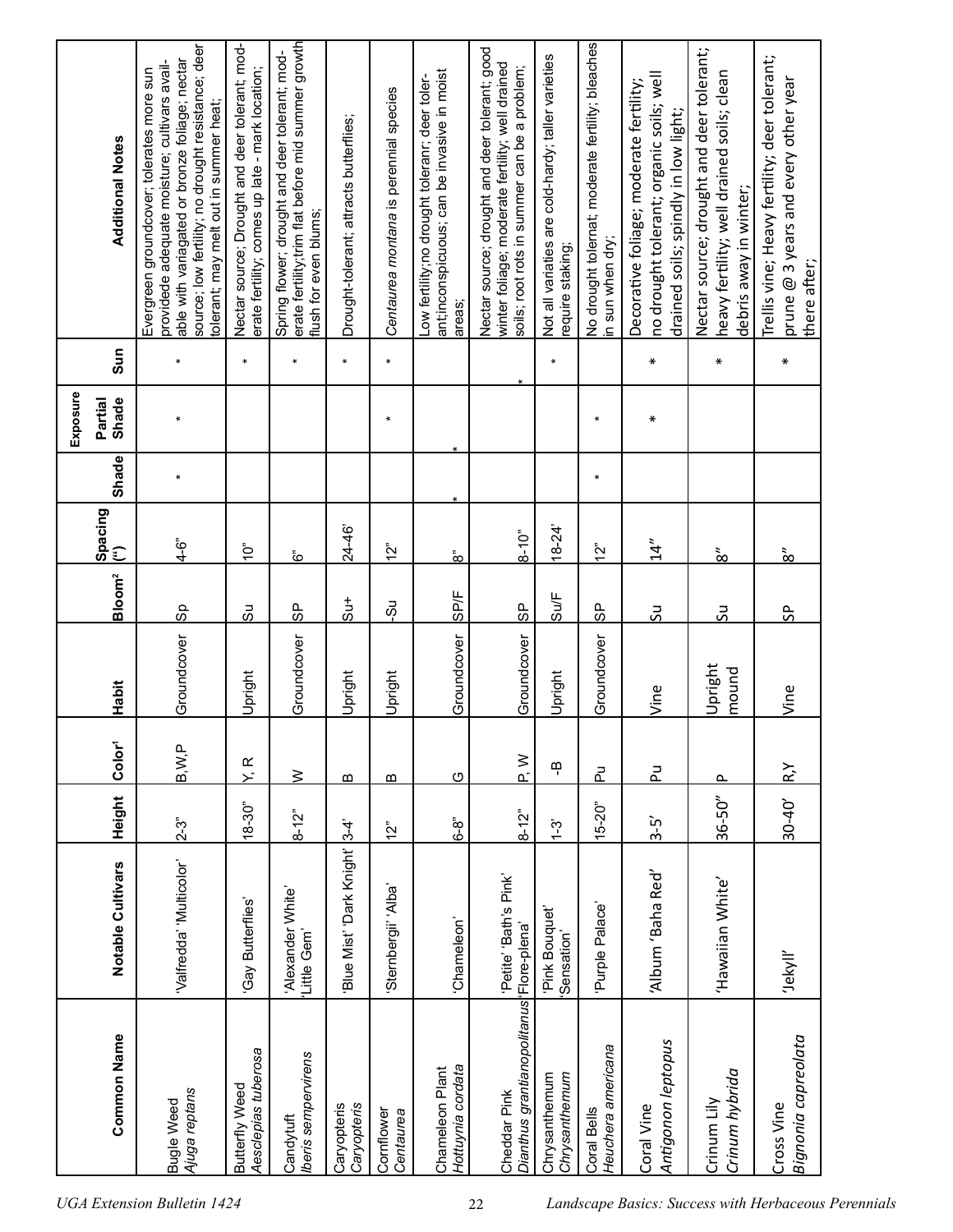| Common Name | Notable Cultivars | Height | Color[1] | Habit | Bloom[2] | Spacing (") | Exposure | | | Additional Notes |
|---|---|---|---|---|---|---|---|---|---|---|
| | | | | | | | Shade | Partial Shade | Sun | |
| Bugle Weed *Ajuga reptans* | 'Valfredda' 'Multicolor' | 2-3" | B,W,P | Groundcover | Sp | 4-6" | * | * | * | Evergreen groundcover; tolerates more sun provided adequate moisture; cultivars available with variegated or bronze foliage; nectar source; low fertility; no drought resistance; deer tolerant; may melt out in summer heat; |
| Butterfly Weed *Asclepias tuberosa* | 'Gay Butterflies' | 18-30" | Y, R | Upright | Su | 10" | | | * | Nectar source; Drought and deer tolerant; moderate fertility; comes up late - mark location; |
| Candytuft *Iberis sempervirens* | 'Alexander White' 'Little Gem' | 8-12" | W | Groundcover | SP | 6" | | | * | Spring flower; drought and deer tolerant; moderate fertility;trim flat before mid summer growth flush for even blums; |
| Caryopteris *Caryopteris* | 'Blue Mist' 'Dark Knight' | 3-4' | B | Upright | Su+ | 24-46' | | | * | Drought-tolerant; attracts butterflies; |
| Cornflower *Centaurea* | 'Sternbergii' 'Alba' | 12" | B | Upright | -Su | 12" | | * | * | *Centaurea montana* is perennial species |
| Chameleon Plant *Hottuynia cordata* | 'Chameleon' | 6-8" | G | Groundcover | SP/F | 8" | * | * | | Low fertility;no drought toleranr; deer tolerant;inconspicuous; can be invasive in moist areas; |
| Cheddar Pink *Dianthus grantianopolitanus* | 'Petite' 'Bath's Pink' 'Flore-plena' | 8-12" | P, W | Groundcover | SP | 8-10" | | | * | Nectar source; drought and deer tolerant; good winter foliage; moderate fertility; well drained soils; root rots in summer can be a problem; |
| Chrysanthemum *Chrysanthemum* | 'Pink Bouquet' 'Sensation' | 1-3' | -B | Upright | Su/F | 18-24' | | | * | Not all varieties are cold-hardy; taller varieties require staking; |
| Coral Bells *Heuchera americana* | 'Purple Palace' | 15-20" | Pu | Groundcover | SP | 12" | * | * | | No drought tolernat; moderate fertility; bleaches in sun when dry; |
| Coral Vine *Antigonon leptopus* | 'Album 'Baha Red' | 3-5' | Pu | Vine | Su | 14" | | * | * | Decorative foliage; moderate fertility; no drought tolerant; organic soils; well drained soils; spindly in low light; |
| Crinum Lily *Crinum hybrida* | 'Hawaiian White' | 36-50" | P | Upright mound | Su | 8" | | | * | Nectar source; drought and deer tolerant; heavy fertility; well drained soils; clean debris away in winter; |
| Cross Vine *Bignonia capreolata* | 'Jekyll' | 30-40' | R,Y | Vine | SP | 8" | | | * | Trellis vine; Heavy fertility; deer tolerant; prune @ 3 years and every other year there after; |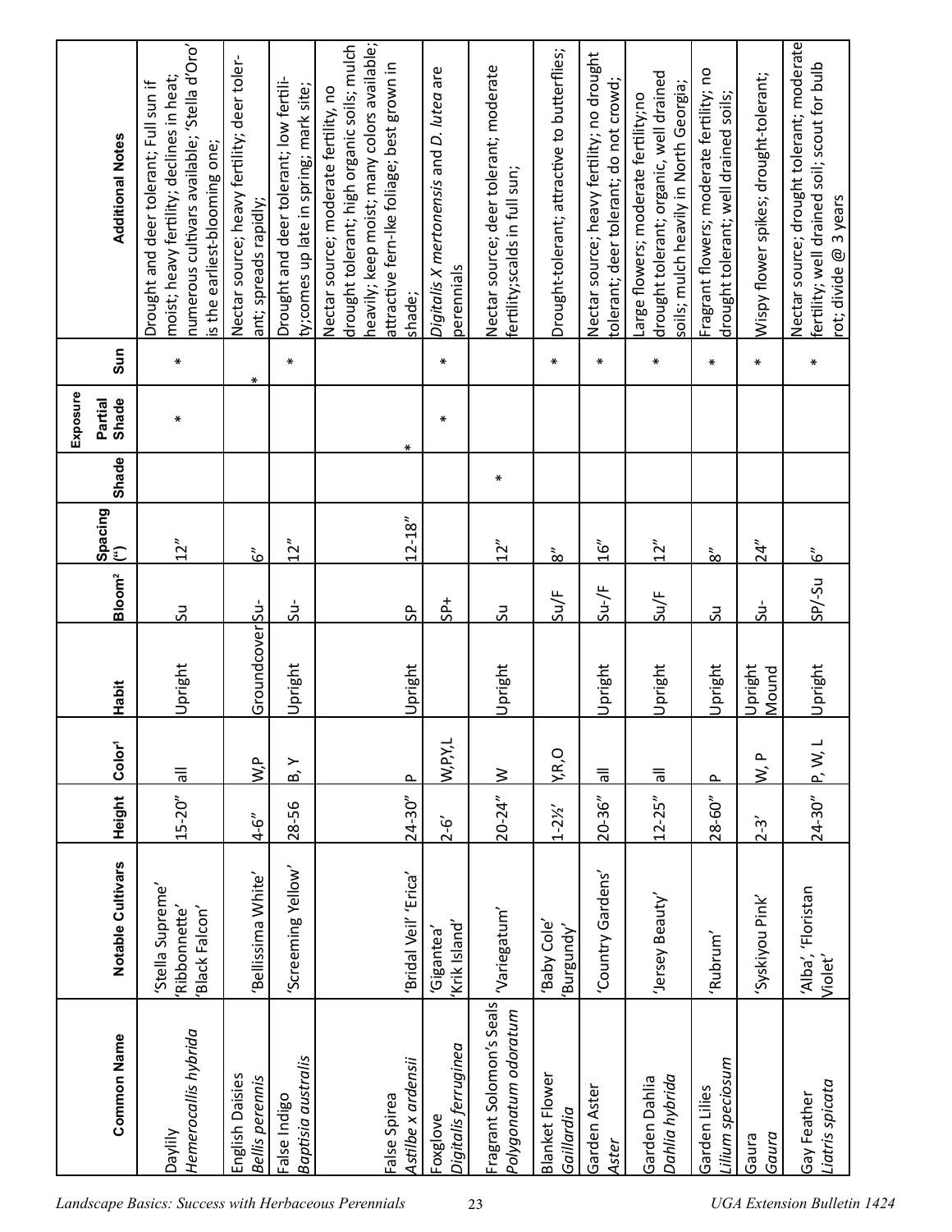| Common Name | Notable Cultivars | Height | Color[1] | Habit | Bloom[2] | Spacing (") | Exposure | | | Additional Notes |
|---|---|---|---|---|---|---|---|---|---|---|
| | | | | | | | Shade | Partial Shade | Sun | |
| Daylily *Hemerocallis hybrida* | 'Stella Supreme' 'Ribbonnette' 'Black Falcon' | 15-20" | all | Upright | Su | 12" | | * | * | Drought and deer tolerant; Full sun if moist; heavy fertility; declines in heat; numerous cultivars available; 'Stella d'Oro' is the earliest-blooming one; |
| English Daisies *Bellis perennis* | 'Bellissima White' | 4-6" | W,P | Groundcover | Su- | 6" | | | * | Nectar source; heavy fertility; deer tolerant; spreads rapidly; |
| False Indigo *Baptisia australis* | 'Screeming Yellow' | 28-56 | B, Y | Upright | Su- | 12" | | | * | Drought and deer tolerant; low fertility;comes up late in spring; mark site; |
| False Spirea *Astilbe x ardensii* | 'Bridal Veil' 'Erica' | 24-30" | P | Upright | SP | 12-18" | | * | | Nectar source; moderate fertility, no drought tolerant; high organic soils; mulch heavily; keep moist; many colors available; attractive fern-lke foliage; best grown in shade; |
| Foxglove *Digitalis ferruginea* | 'Gigantea' 'Krik Island' | 2-6' | W,P,Y,L | | SP+ | | | * | * | *Digitalis X mertonensis* and *D. lutea* are perennials |
| Fragrant Solomon's Seals *Polygonatum odoratum* | 'Variegatum' | 20-24" | W | Upright | Su | 12" | * | | | Nectar source; deer tolerant; moderate fertility;scalds in full sun; |
| Blanket Flower *Gaillardia* | 'Baby Cole' 'Burgundy' | 1-2½' | Y,R,O | | Su/F | 8" | | | * | Drought-tolerant; attractive to butterflies; |
| Garden Aster *Aster* | 'Country Gardens' | 20-36" | all | Upright | Su-/F | 16" | | | * | Nectar source; heavy fertility; no drought tolerant; deer tolerant; do not crowd; |
| Garden Dahlia *Dahlia hybrida* | 'Jersey Beauty' | 12-25" | all | Upright | Su/F | 12" | | | * | Large flowers; moderate fertility;no drought tolerant; organic, well drained soils; mulch heavily in North Georgia; |
| Garden Lilies *Lilium speciosum* | 'Rubrum' | 28-60" | P | Upright | Su | 8" | | | * | Fragrant flowers; moderate fertility; no drought tolerant; well drained soils; |
| Gaura *Gaura* | 'Syskiyou Pink' | 2-3' | W, P | Upright Mound | Su- | 24" | | | * | Wispy flower spikes; drought-tolerant; |
| Gay Feather *Liatris spicata* | 'Alba', 'Floristan Violet' | 24-30" | P, W, L | Upright | SP/-Su | 6" | | | * | Nectar source; drought tolerant; moderate fertility; well drained soil; scout for bulb rot; divide @ 3 years |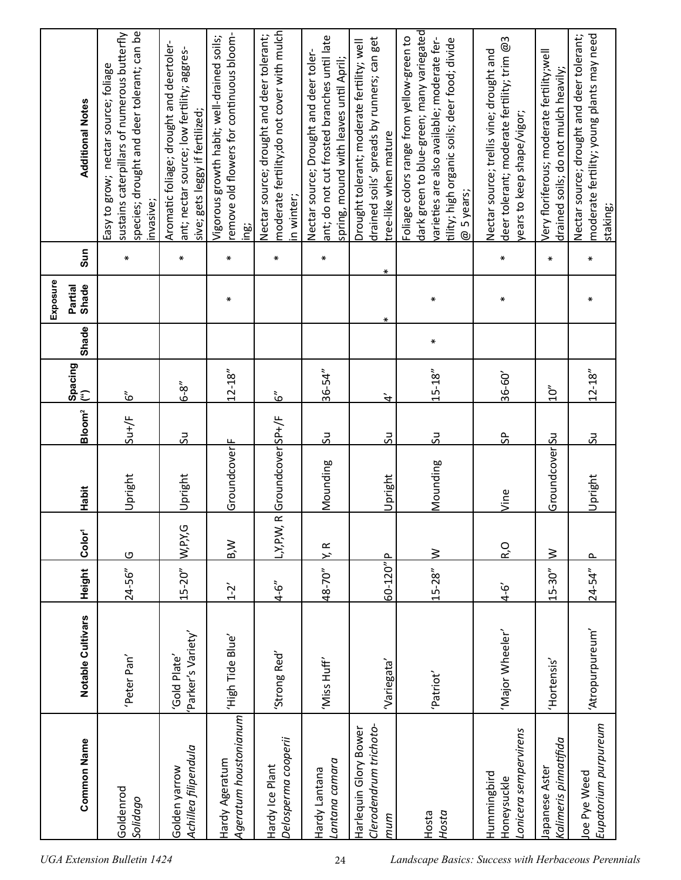| Common Name | Notable Cultivars | Height | Color[1] | Habit | Bloom[2] | Spacing (") | Exposure Shade | Exposure Partial Shade | Exposure Sun | Additional Notes |
|---|---|---|---|---|---|---|---|---|---|---|
| Goldenrod *Solidago* | 'Peter Pan' | 24-56" | G | Upright | Su+/F | 6" | | | * | Easy to grow; nectar source; foliage sustains caterpillars of numerous butterfly species; drought and deer tolerant; can be invasive; |
| Golden yarrow *Achillea filipendula* | 'Gold Plate' 'Parker's Variety' | 15-20" | W,PY,G | Upright | Su | 6-8" | | | * | Aromatic foliage; drought and deertolerant; nectar source; low fertility; aggressive; gets leggy if fertilized; |
| Hardy Ageratum *Ageratum houstonianum* | 'High Tide Blue' | 1-2' | B,W | Groundcover | F | 12-18" | | * | * | Vigorous growth habit; well-drained soils; remove old flowers for continuous blooming; |
| Hardy Ice Plant *Delosperma cooperii* | 'Strong Red' | 4-6" | L,Y,P,W, R | Groundcover | SP+/F | 6" | | | * | Nectar source; drought and deer tolerant; moderate fertility;do not cover with mulch in winter; |
| Hardy Lantana *Lantana camara* | 'Miss Huff' | 48-70" | Y, R | Mounding | Su | 36-54" | | | * | Nectar source; Drought and deer tolerant; do not cut frosted branches until late spring, mound with leaves until April; |
| Harlequin Glory Bower *Clerodendrum trichotomum* | 'Variegata' | 60-120" | P | Upright | Su | 4' | | * | * | Drought tolerant; moderate fertility; well drained soils' spreads by runners; can get tree-like when mature |
| Hosta *Hosta* | 'Patriot' | 15-28" | W | Mounding | Su | 15-18" | * | * | | Foliage colors range from yellow-green to dark green to blue-green; many variegated varieties are also available; moderate fertility; high organic soils; deer food; divide @ 5 years; |
| Hummingbird Honeysuckle *Lonicera sempervirens* | 'Major Wheeler' | 4-6' | R,O | Vine | SP | 36-60' | | * | * | Nectar source; trellis vine; drought and deer tolerant; moderate fertility; trim @3 years to keep shape/vigor; |
| Japanese Aster *Kalimeris pinnatifida* | 'Hortensis' | 15-30" | W | Groundcover | Su | 10" | | | * | Very floriferous; moderate fertility;well drained soils; do not mulch heavily; |
| Joe Pye Weed *Eupatorium purpureum* | 'Atropurpureum' | 24-54" | P | Upright | Su | 12-18" | | * | * | Nectar source; drought and deer tolerant; moderate fertility; young plants may need staking; |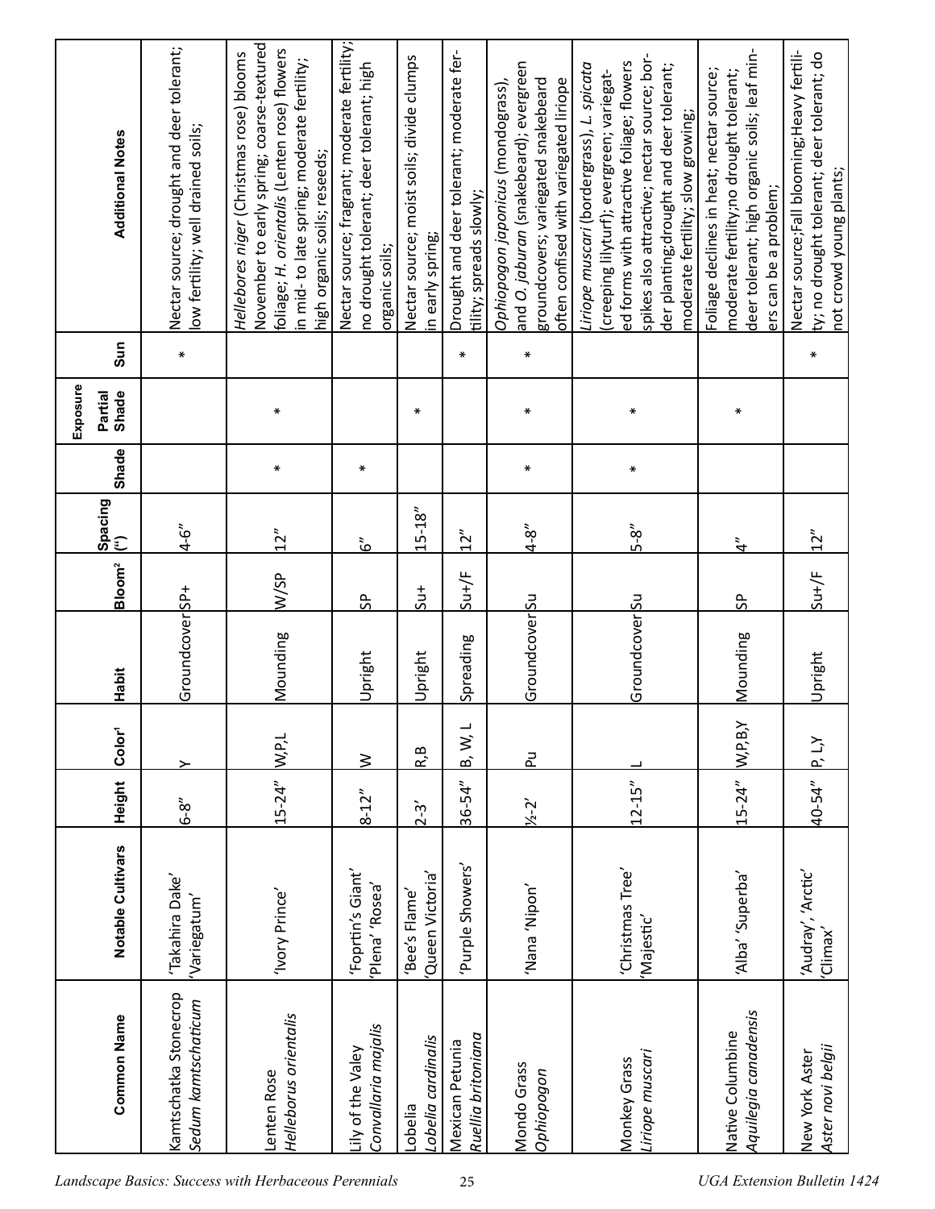| Common Name | Notable Cultivars | Height | Color[1] | Habit | Bloom[2] | Spacing (") | Exposure Shade | Partial Shade | Sun | Additional Notes |
|---|---|---|---|---|---|---|---|---|---|---|
| Kamtschatka Stonecrop *Sedum kamtschaticum* | 'Takahira Dake' 'Variegatum' | 6-8" | Y | Groundcover | SP+ | 4-6" | | | * | Nectar source; drought and deer tolerant; low fertility; well drained soils; |
| Lenten Rose *Helleborus orientalis* | 'Ivory Prince' | 15-24" | W,P,L | Mounding | W/SP | 12" | * | * | | *Hellebores niger* (Christmas rose) blooms November to early spring; coarse-textured foliage; *H. orientalis* (Lenten rose) flowers in mid- to late spring; moderate fertility; high organic soils; reseeds; |
| Lily of the Valley *Convallaria majalis* | 'Foprtin's Giant' 'Plena' 'Rosea' | 8-12" | W | Upright | SP | 6" | * | | | Nectar source; fragrant; moderate fertility; no drought tolerant; deer tolerant; high organic soils; |
| Lobelia *Lobelia cardinalis* | 'Bee's Flame' 'Queen Victoria' | 2-3' | R,B | Upright | Su+ | 15-18" | | * | | Nectar source; moist soils; divide clumps in early spring; |
| Mexican Petunia *Ruellia britoniana* | 'Purple Showers' | 36-54" | B, W, L | Spreading | Su+/F | 12" | | | * | Drought and deer tolerant; moderate fertility; spreads slowly; |
| Mondo Grass *Ophiopogon* | 'Nana 'Nipon' | ½-2' | Pu | Groundcover | Su | 4-8" | * | * | * | *Ophiopogon japonicus* (mondograss), and *O. jaburan* (snakebeard); evergreen groundcovers; variegated snakebeard often confised with variegated liriope |
| Monkey Grass *Liriope muscari* | 'Christmas Tree' 'Majestic' | 12-15" | L | Groundcover | Su | 5-8" | * | * | | *Liriope muscari* (bordergrass), *L. spicata* (creeping lilyturf); evergreen; variegated forms with attractive foliage; flowers spikes also attractive; nectar source; border planting;drought and deer tolerant; moderate fertility; slow growing; |
| Native Columbine *Aquilegia canadensis* | 'Alba' 'Superba' | 15-24" | W,P,B,Y | Mounding | SP | 4" | | * | | Foliage declines in heat; nectar source; moderate fertility;no drought tolerant; deer tolerant; high organic soils; leaf miners can be a problem; |
| New York Aster *Aster novi belgii* | 'Audray', 'Arctic' 'Climax' | 40-54" | P, LY | Upright | Su+/F | 12" | | | * | Nectar source;Fall blooming;Heavy fertility; no drought tolerant; deer tolerant; do not crowd young plants; |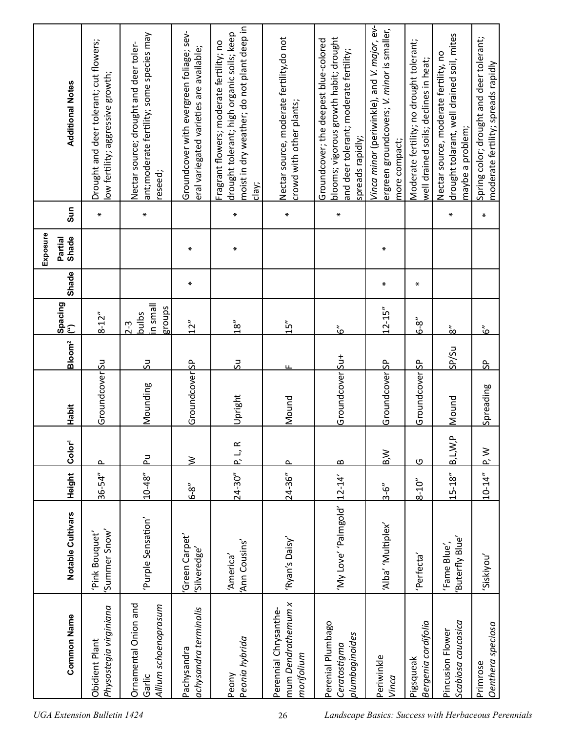| Common Name | Notable Cultivars | Height | Color[1] | Habit | Bloom[2] | Spacing (") | Exposure | | | Additional Notes |
|---|---|---|---|---|---|---|---|---|---|---|
| | | | | | | | Shade | Partial Shade | Sun | |
| Obidient Plant *Physostegia virginiana* | 'Pink Bouquet' 'Summer Snow' | 36-54" | P | Groundcover | Su | 8-12" | | | * | Drought and deer tolerant; cut flowers; low fertility; aggressive growth; |
| Ornamental Onion and Garlic *Allium schoenoprasum* | 'Purple Sensation' | 10-48" | Pu | Mounding | Su | 2-3 bulbs in small groups | | | * | Nectar source; drought and deer tolerant; moderate fertility; some species may reseed; |
| Pachysandra *achysandra terminalis* | 'Green Carpet' 'Silveredge' | 6-8" | W | Groundcover | SP | 12" | * | * | | Groundcover with evergreen foliage; several variegated varieties are available; |
| Peony *Peonia hybrida* | 'America' 'Ann Cousins' | 24-30" | P, L, R | Upright | Su | 18" | | * | * | Fragrant flowers; moderate fertility; no drought tolerant; high organic soils; keep moist in dry weather; do not plant deep in clay; |
| Perennial Chrysanthemum *Dendrathemum x morifolium* | 'Ryan's Daisy' | 24-36" | P | Mound | F | 15" | | | * | Nectar source, moderate fertility,do not crowd with other plants; |
| Perenial Plumbago *Ceratostigma plumbaginoides* | 'My Love' 'Palmgold' | 12-14' | B | Groundcover | Su+ | 6" | | | * | Groundcover; the deepest blue-colored blooms; vigorous growth habit; drought and deer tolerant; moderate fertility; spreads rapidly; |
| Periwinkle *Vinca* | 'Alba' 'Multiplex' | 3-6" | B,W | Groundcover | SP | 12-15" | * | * | | *Vinca minor* (periwinkle), and *V. major*, evergreen groundcovers; *V. minor* is smaller, more compact; |
| Pigsqueak *Bergenia cordifolia* | 'Perfecta' | 8-10" | G | Groundcover | SP | 6-8" | * | | | Moderate fertility; no drought tolerant; well drained soils; declines in heat; |
| Pincusion Flower *Scabiosa caucasica* | 'Fame Blue', 'Buterfly Blue' | 15-18" | B,L,W,P | Mound | SP/Su | 8" | | | * | Nectar source, moderate fertility, no drought tolarant, well drained soil, mites maybe a problem; |
| Primrose *Oenthera speciosa* | 'Siskiyou' | 10-14" | P, W | Spreading | SP | 6" | | | * | Spring color; drought and deer tolerant; moderate fertility; spreads rapidly |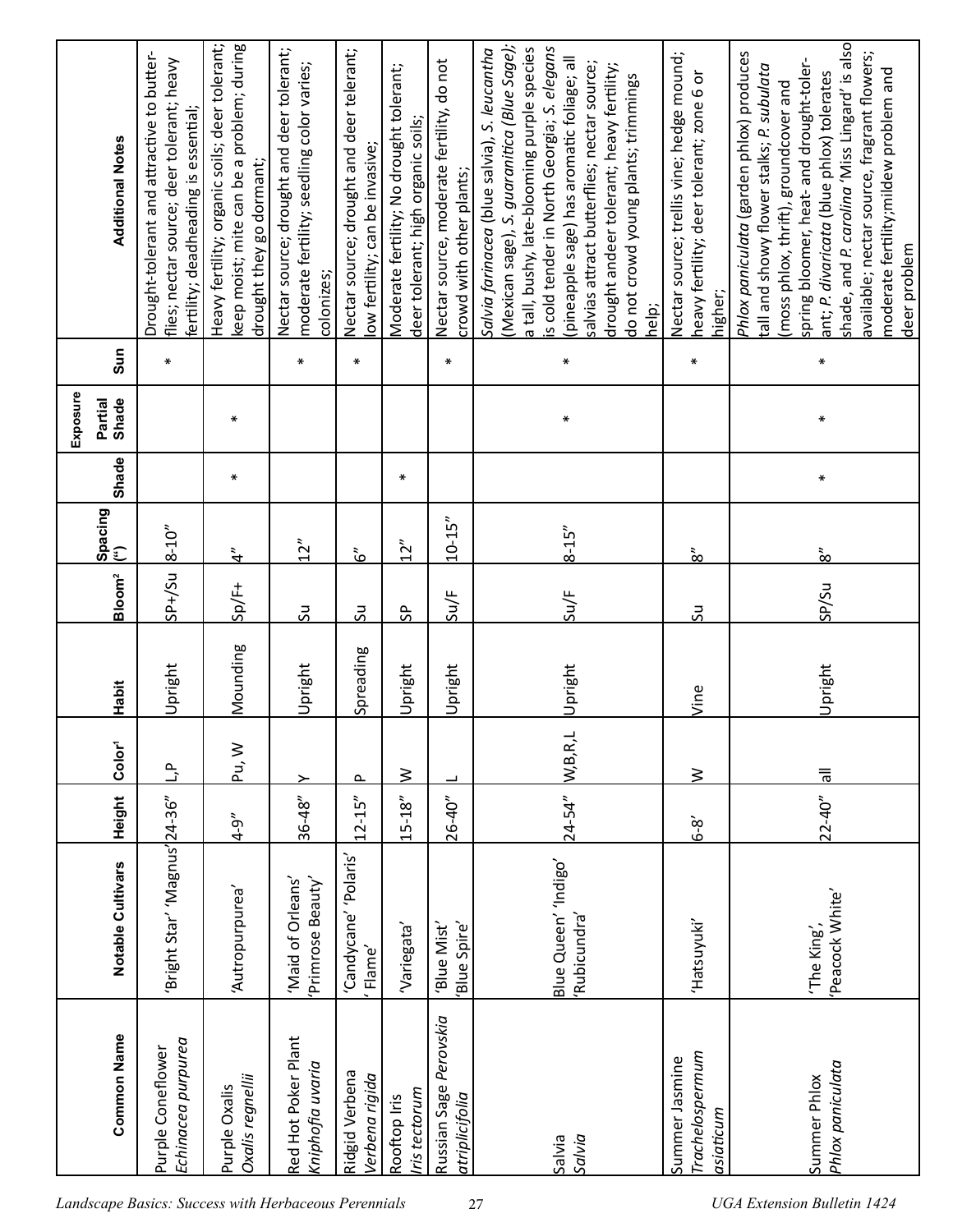| Common Name | Notable Cultivars | Height | Color[1] | Habit | Bloom[2] | Spacing (") | Exposure Shade | Partial Shade | Sun | Additional Notes |
|---|---|---|---|---|---|---|---|---|---|---|
| Purple Coneflower *Echinacea purpurea* | 'Bright Star' 'Magnus' | 24-36" | L,P | Upright | SP+/Su | 8-10" | | | * | Drought-tolerant and attractive to butterflies; nectar source; deer tolerant; heavy fertility; deadheading is essential; |
| Purple Oxalis *Oxalis regnellii* | 'Autropurpurea' | 4-9" | Pu, W | Mounding | Sp/F+ | 4" | * | * | | Heavy fertility; organic soils; deer tolerant; keep moist; mite can be a problem; during drought they go dormant; |
| Red Hot Poker Plant *Kniphofia uvaria* | 'Maid of Orleans' 'Primrose Beauty' | 36-48" | Y | Upright | Su | 12" | | | * | Nectar source; drought and deer tolerant; moderate fertility; seedling color varies; colonizes; |
| Ridgid Verbena *Verbena rigida* | 'Candycane' 'Polaris' ' Flame' | 12-15" | P | Spreading | Su | 6" | | | * | Nectar source; drought and deer telerant; low fertility; can be invasive; |
| Rooftop Iris *Iris tectorum* | 'Variegata' | 15-18" | W | Upright | SP | 12" | * | | | Moderate fertility; No drought tolerant; deer tolerant; high organic soils; |
| Russian Sage *Perovskia atriplicifolia* | 'Blue Mist' 'Blue Spire' | 26-40" | L | Upright | Su/F | 10-15" | | | * | Nectar source, moderate fertility, do not crowd with other plants; |
| Salvia *Salvia* | Blue Queen' 'Indigo' 'Rubicundra' | 24-54" | W,B,R,L | Upright | Su/F | 8-15" | | * | * | *Salvia farinacea* (blue salvia), *S. leucantha* (Mexican sage), *S. guaranitica (Blue Sage)*; a tall, bushy, late-blooming purple species is cold tender in North Georgia; *S. elegans* (pineapple sage) has aromatic foliage; all salvias attract butterflies; nectar source; drought andeer tolerant; heavy fertility; do not crowd young plants; trimmings help; |
| Summer Jasmine *Trachelospermum asiaticum* | 'Hatsuyuki' | 6-8' | W | Vine | Su | 8" | | | * | Nectar source; trellis vine; hedge mound; heavy fertility; deer tolerant; zone 6 or higher; |
| Summer Phlox *Phlox paniculata* | 'The King', 'Peacock White' | 22-40" | all | Upright | SP/Su | 8" | * | * | * | *Phlox paniculata* (garden phlox) produces tall and showy flower stalks; *P. subulata* (moss phlox, thrift), groundcover and spring bloomer, heat- and drought-tolerant; *P. divaricata* (blue phlox) tolerates shade, and *P. carolina* 'Miss Lingard' is also available; nectar source, fragrant flowers; moderate fertility;mildew problem and deer problem |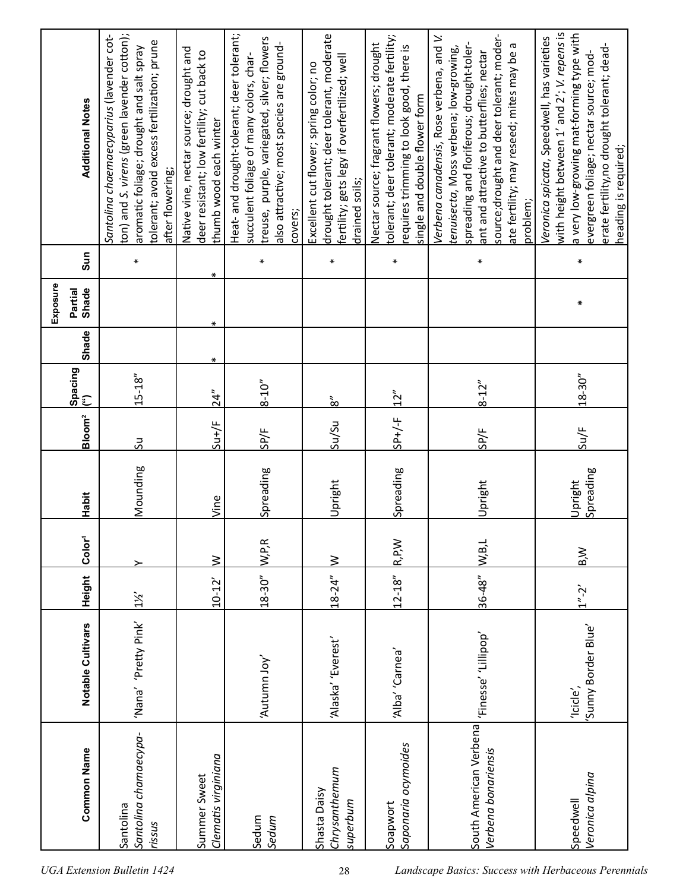| Common Name | Notable Cultivars | Height | Color[1] | Habit | Bloom[2] | Spacing (") | Exposure Shade | Partial Shade | Sun | Additional Notes |
|---|---|---|---|---|---|---|---|---|---|---|
| Santolina *Santolina chamaecyparissus* | 'Nana' 'Pretty Pink' | 1½' | Y | Mounding | Su | 15-18" | | | * | *Santolina chamaecyparius* (lavender cotton) and *S. virens* (green lavender cotton); aromatic foliage; drought and salt spray tolerant; avoid excess fertilization; prune after flowering; |
| Summer Sweet *Clematis virginiana* | | 10-12' | W | Vine | Su+/F | 24" | * | * | * | Native vine, nectar source; drought and deer resistant; low fertility; cut back to thumb wood each winter |
| Sedum *Sedum* | 'Autumn Joy' | 18-30" | W,P,R | Spreading | SP/F | 8-10" | | | * | Heat- and drought-tolerant; deer tolerant; succulent foliage of many colors, chartreuse, purple, variegated, silver; flowers also attractive; most species are groundcovers; |
| Shasta Daisy *Chrysanthemum superbum* | 'Alaska' 'Everest' | 18-24" | W | Upright | Su/Su | 8" | | | * | Excellent cut flower; spring color; no drought tolerant; deer tolerant, moderate fertility; gets legy if overfertilized; well drained soils; |
| Soapwort *Saponaria ocymoides* | 'Alba' 'Carnea' | 12-18" | R,P,W | Spreading | SP+/-F | 12" | | | * | Nectar source; fragrant flowers; drought tolerant; deer tolerant; moderate fertility; requires trimming to look good, there is single and double flower form |
| South American Verbena *Verbena bonariensis* | 'Finesse' 'Lillipop' | 36-48" | W,B,L | Upright | SP/F | 8-12" | | | * | *Verbena canadensis*, Rose verbena, and *V. tenuisecta*, Moss verbena; low-growing, spreading and floriferous; drought-tolerant and attractive to butterflies; nectar source;drought and deer tolerant; moderate fertility; may reseed; mites may be a problem; |
| Speedwell *Veronica alpina* | 'Icicle', 'Sunny Border Blue' | 1"-2' | B,W | Upright Spreading | Su/F | 18-30" | | * | * | *Veronica spicata*, Speedwell, has varieties with height between 1' and 2'; *V. repens* is a very low-growing mat-forming type with evergreen foliage; nectar source; moderate fertility,no drought tolerant; deadheading is required; |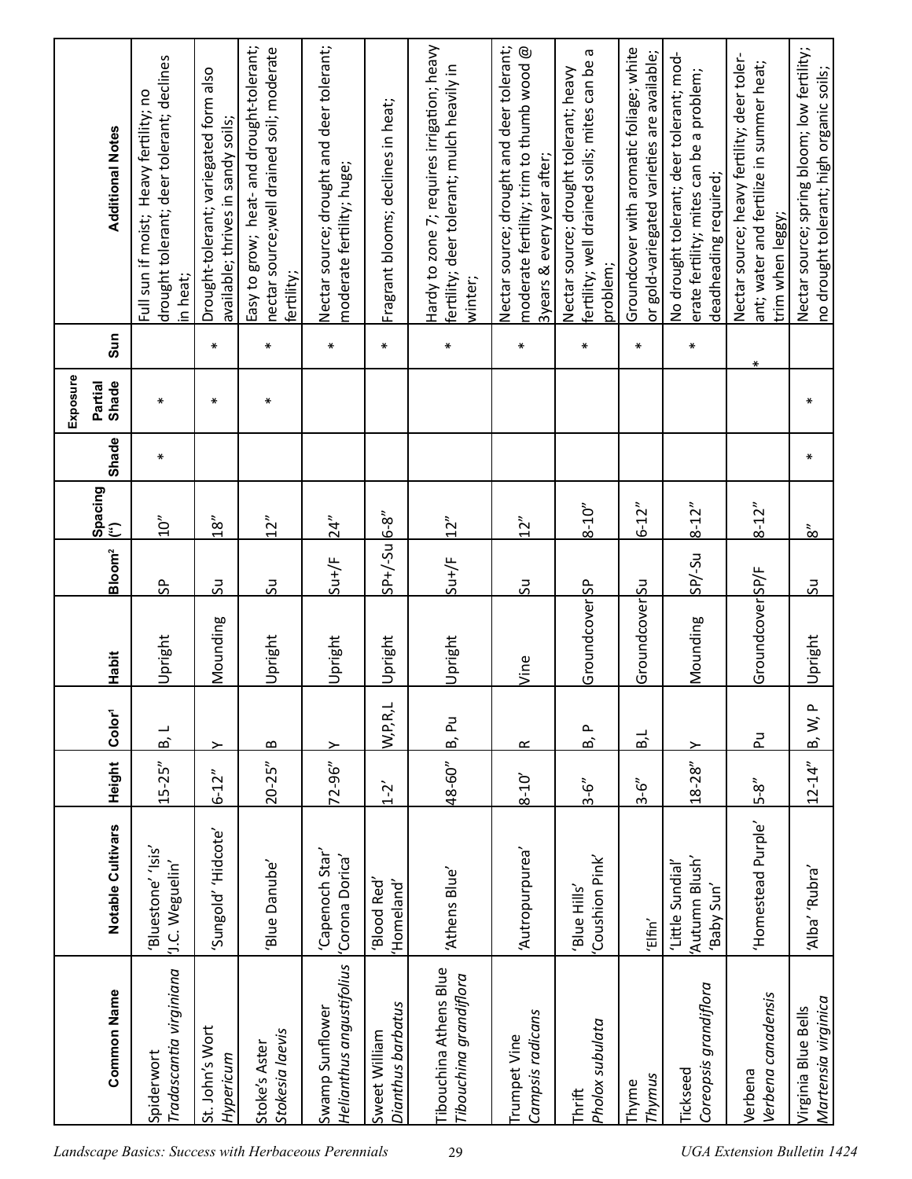| Common Name | Notable Cultivars | Height | Color[1] | Habit | Bloom[2] | Spacing (") | Exposure: Shade | Exposure: Partial Shade | Exposure: Sun | Additional Notes |
|---|---|---|---|---|---|---|---|---|---|---|
| Spiderwort *Tradascantia virginiana* | 'Bluestone' 'Isis' 'J.C. Weguelin' | 15-25" | B, L | Upright | SP | 10" | * | * | | Full sun if moist; Heavy fertility; no drought tolerant; deer tolerant; declines in heat; |
| St. John's Wort *Hypericum* | 'Sungold' 'Hidcote' | 6-12" | Y | Mounding | Su | 18" | | * | * | Drought-tolerant; variegated form also available; thrives in sandy soils; |
| Stoke's Aster *Stokesia laevis* | 'Blue Danube' | 20-25" | B | Upright | Su | 12" | | * | * | Easy to grow; heat- and drought-tolerant; nectar source;well drained soil; moderate fertility; |
| Swamp Sunflower *Helianthus angustifolius* | 'Capenoch Star' 'Corona Dorica' | 72-96" | Y | Upright | Su+/F | 24" | | | * | Nectar source; drought and deer tolerant; moderate fertility; huge; |
| Sweet William *Dianthus barbatus* | 'Blood Red' 'Homeland' | 1-2' | W,P,R,L | Upright | SP+/-Su | 6-8" | | | * | Fragrant blooms; declines in heat; |
| Tibouchina Athens Blue *Tibouchina grandiflora* | 'Athens Blue' | 48-60" | B, Pu | Upright | Su+/F | 12" | | | * | Hardy to zone 7; requires irrigation; heavy fertility; deer tolerant; mulch heavily in winter; |
| Trumpet Vine *Campsis radicans* | 'Autropurpurea' | 8-10' | R | Vine | Su | 12" | | | * | Nectar source; drought and deer tolerant; moderate fertility; trim to thumb wood @ 3years & every year after; |
| Thrift *Pholox subulata* | 'Blue Hills' 'Coushion Pink' | 3-6" | B, P | Groundcover | SP | 8-10" | | | * | Nectar source; drought tolerant; heavy fertility; well drained soils; mites can be a problem; |
| Thyme *Thymus* | 'Elfin' | 3-6" | B,L | Groundcover | Su | 6-12" | | | * | Groundcover with aromatic foliage; white or gold-variegated varieties are available; |
| Tickseed *Coreopsis grandiflora* | 'Little Sundial' 'Autumn Blush' 'Baby Sun' | 18-28" | Y | Mounding | SP/-Su | 8-12" | | | * | No drought tolerant; deer tolerant; moderate fertility; mites can be a problem; deadheading required; |
| Verbena *Verbena canadensis* | 'Homestead Purple' | 5-8" | Pu | Groundcover | SP/F | 8-12" | | | * | Nectar source; heavy fertility; deer tolerant; water and fertilize in summer heat; trim when leggy; |
| Virginia Blue Bells *Martensia virginica* | 'Alba' 'Rubra' | 12-14" | B, W, P | Upright | Su | 8" | * | * | | Nectar source; spring bloom; low fertility; no drought tolerant; high organic soils; |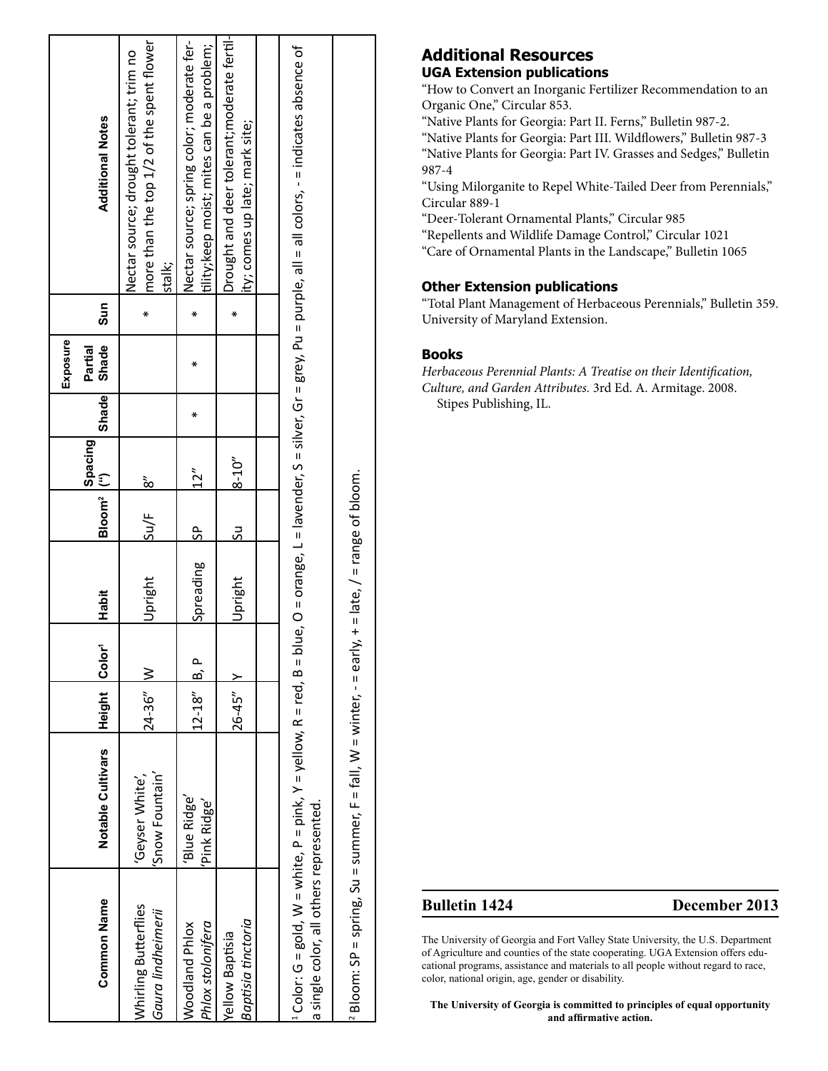| Common Name | Notable Cultivars | Height | Color[1] | Habit | Bloom[2] | Spacing (") | Exposure | | | Additional Notes |
|---|---|---|---|---|---|---|---|---|---|---|
| | | | | | | | Shade | Partial Shade | Sun | |
| Whirling Butterflies *Gaura lindheimerii* | 'Geyser White', 'Snow Fountain' | 24-36" | W | Upright | Su/F | 8" | | | * | Nectar source; drought tolerant; trim no more than the top 1/2 of the spent flower stalk; |
| Woodland Phlox *Phlox stolonifera* | 'Blue Ridge' 'Pink Ridge' | 12-18" | B, P | Spreading | SP | 12" | * | * | * | Nectar source; spring color; moderate fertility;keep moist; mites can be a problem; |
| Yellow Baptisia *Baptisia tinctoria* | | 26-45" | Y | Upright | Su | 8-10" | | | * | Drought and deer tolerant;moderate fertility; comes up late; mark site; |

[1] Color: G = gold, W = white, P = pink, Y = yellow, R = red, B = blue, O = orange, L = lavender, S = silver, Gr = grey, Pu = purple, all = all colors, - = indicates absence of a single color, all others represented.

[2] Bloom: SP = spring, Su = summer, F = fall, W = winter, - = early, + = late, / = range of bloom.

## Additional Resources

### UGA Extension publications

"How to Convert an Inorganic Fertilizer Recommendation to an Organic One," Circular 853.

"Native Plants for Georgia: Part II. Ferns," Bulletin 987-2.

"Native Plants for Georgia: Part III. Wildflowers," Bulletin 987-3

"Native Plants for Georgia: Part IV. Grasses and Sedges," Bulletin 987-4

"Using Milorganite to Repel White-Tailed Deer from Perennials," Circular 889-1

"Deer-Tolerant Ornamental Plants," Circular 985

"Repellents and Wildlife Damage Control," Circular 1021

"Care of Ornamental Plants in the Landscape," Bulletin 1065

### Other Extension publications

"Total Plant Management of Herbaceous Perennials," Bulletin 359. University of Maryland Extension.

### Books

*Herbaceous Perennial Plants: A Treatise on their Identification, Culture, and Garden Attributes.* 3rd Ed. A. Armitage. 2008. Stipes Publishing, IL.

**Bulletin 1424** **December 2013**

The University of Georgia and Fort Valley State University, the U.S. Department of Agriculture and counties of the state cooperating. UGA Extension offers educational programs, assistance and materials to all people without regard to race, color, national origin, age, gender or disability.

**The University of Georgia is committed to principles of equal opportunity and affirmative action.**